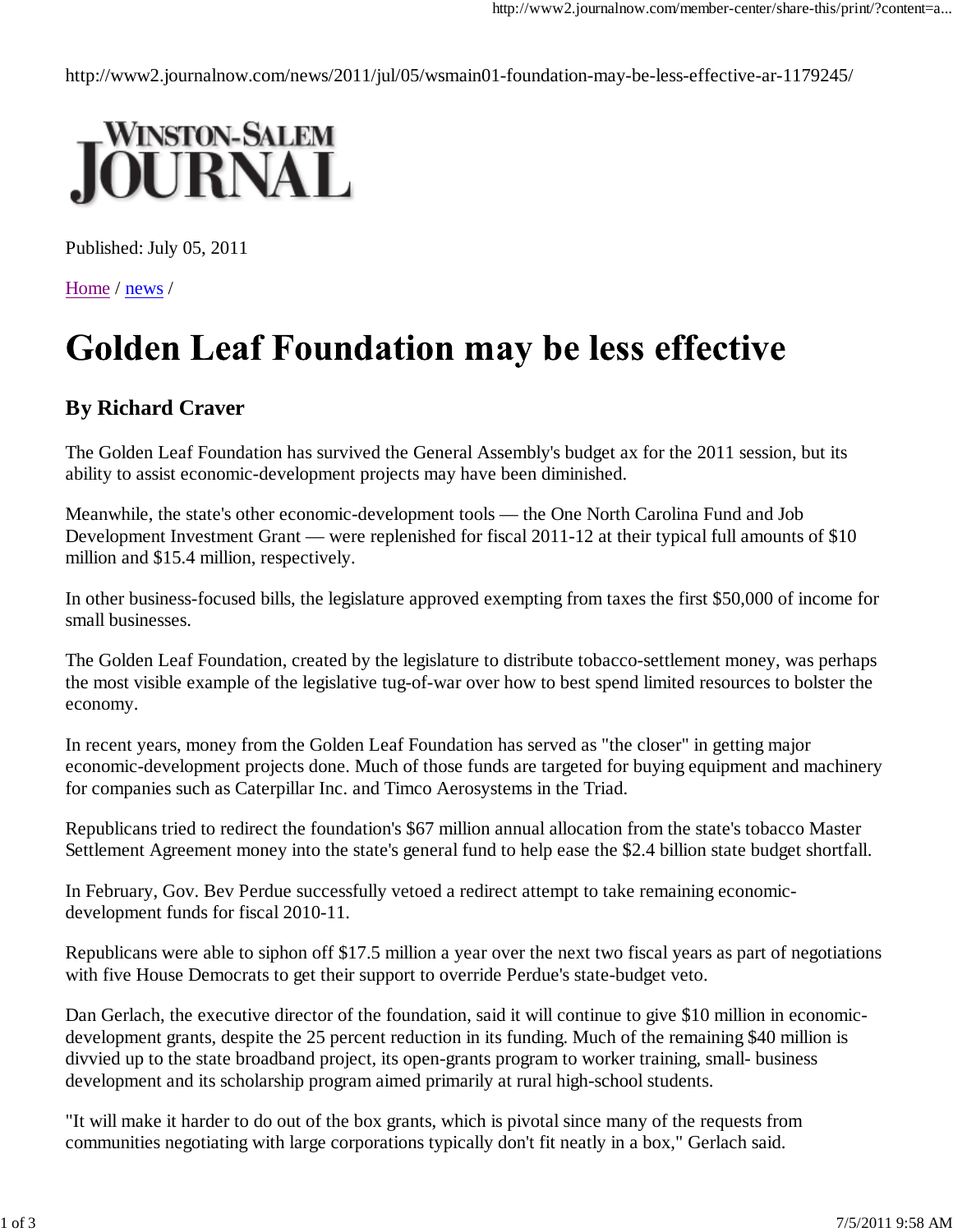http://www2.journalnow.com/news/2011/jul/05/wsmain01-foundation-may-be-less-effective-ar-1179245/

WINSTON-SALEM JOURNAL

Published: July 05, 2011

Home / news /

# Golden Leaf Foundation may be less effective

### By Richard Craver

The Golden Leaf Foundation has survived the General Assembly's budget ax for the 2011 session, but its ability to assist economic-development projects may have been diminished.

Meanwhile, the state's other economic-development tools — the One North Carolina Fund and Job Development Investment Grant — were replenished for fiscal 2011-12 at their typical full amounts of $10 million and $15.4 million, respectively.

In other business-focused bills, the legislature approved exempting from taxes the first $50,000 of income for small businesses.

The Golden Leaf Foundation, created by the legislature to distribute tobacco-settlement money, was perhaps the most visible example of the legislative tug-of-war over how to best spend limited resources to bolster the economy.

In recent years, money from the Golden Leaf Foundation has served as "the closer" in getting major economic-development projects done. Much of those funds are targeted for buying equipment and machinery for companies such as Caterpillar Inc. and Timco Aerosystems in the Triad.

Republicans tried to redirect the foundation's $67 million annual allocation from the state's tobacco Master Settlement Agreement money into the state's general fund to help ease the $2.4 billion state budget shortfall.

In February, Gov. Bev Perdue successfully vetoed a redirect attempt to take remaining economic-development funds for fiscal 2010-11.

Republicans were able to siphon off $17.5 million a year over the next two fiscal years as part of negotiations with five House Democrats to get their support to override Perdue's state-budget veto.

Dan Gerlach, the executive director of the foundation, said it will continue to give $10 million in economic-development grants, despite the 25 percent reduction in its funding. Much of the remaining $40 million is divvied up to the state broadband project, its open-grants program to worker training, small- business development and its scholarship program aimed primarily at rural high-school students.

"It will make it harder to do out of the box grants, which is pivotal since many of the requests from communities negotiating with large corporations typically don't fit neatly in a box," Gerlach said.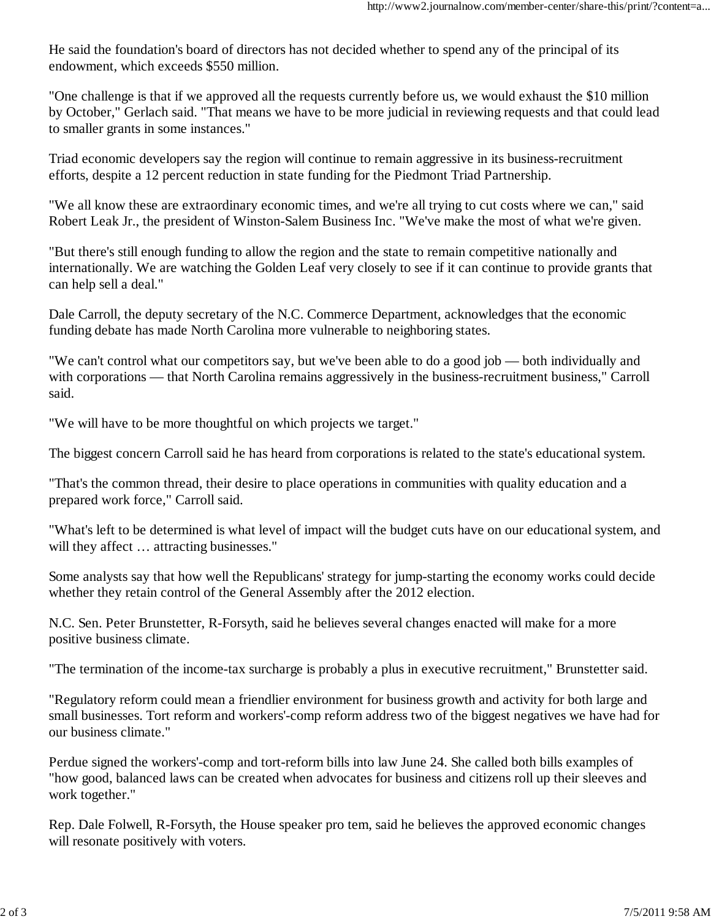He said the foundation's board of directors has not decided whether to spend any of the principal of its endowment, which exceeds $550 million.

"One challenge is that if we approved all the requests currently before us, we would exhaust the $10 million by October," Gerlach said. "That means we have to be more judicial in reviewing requests and that could lead to smaller grants in some instances."

Triad economic developers say the region will continue to remain aggressive in its business-recruitment efforts, despite a 12 percent reduction in state funding for the Piedmont Triad Partnership.

"We all know these are extraordinary economic times, and we're all trying to cut costs where we can," said Robert Leak Jr., the president of Winston-Salem Business Inc. "We've make the most of what we're given.

"But there's still enough funding to allow the region and the state to remain competitive nationally and internationally. We are watching the Golden Leaf very closely to see if it can continue to provide grants that can help sell a deal."

Dale Carroll, the deputy secretary of the N.C. Commerce Department, acknowledges that the economic funding debate has made North Carolina more vulnerable to neighboring states.

"We can't control what our competitors say, but we've been able to do a good job — both individually and with corporations — that North Carolina remains aggressively in the business-recruitment business," Carroll said.

"We will have to be more thoughtful on which projects we target."

The biggest concern Carroll said he has heard from corporations is related to the state's educational system.

"That's the common thread, their desire to place operations in communities with quality education and a prepared work force," Carroll said.

"What's left to be determined is what level of impact will the budget cuts have on our educational system, and will they affect … attracting businesses."

Some analysts say that how well the Republicans' strategy for jump-starting the economy works could decide whether they retain control of the General Assembly after the 2012 election.

N.C. Sen. Peter Brunstetter, R-Forsyth, said he believes several changes enacted will make for a more positive business climate.

"The termination of the income-tax surcharge is probably a plus in executive recruitment," Brunstetter said.

"Regulatory reform could mean a friendlier environment for business growth and activity for both large and small businesses. Tort reform and workers'-comp reform address two of the biggest negatives we have had for our business climate."

Perdue signed the workers'-comp and tort-reform bills into law June 24. She called both bills examples of "how good, balanced laws can be created when advocates for business and citizens roll up their sleeves and work together."

Rep. Dale Folwell, R-Forsyth, the House speaker pro tem, said he believes the approved economic changes will resonate positively with voters.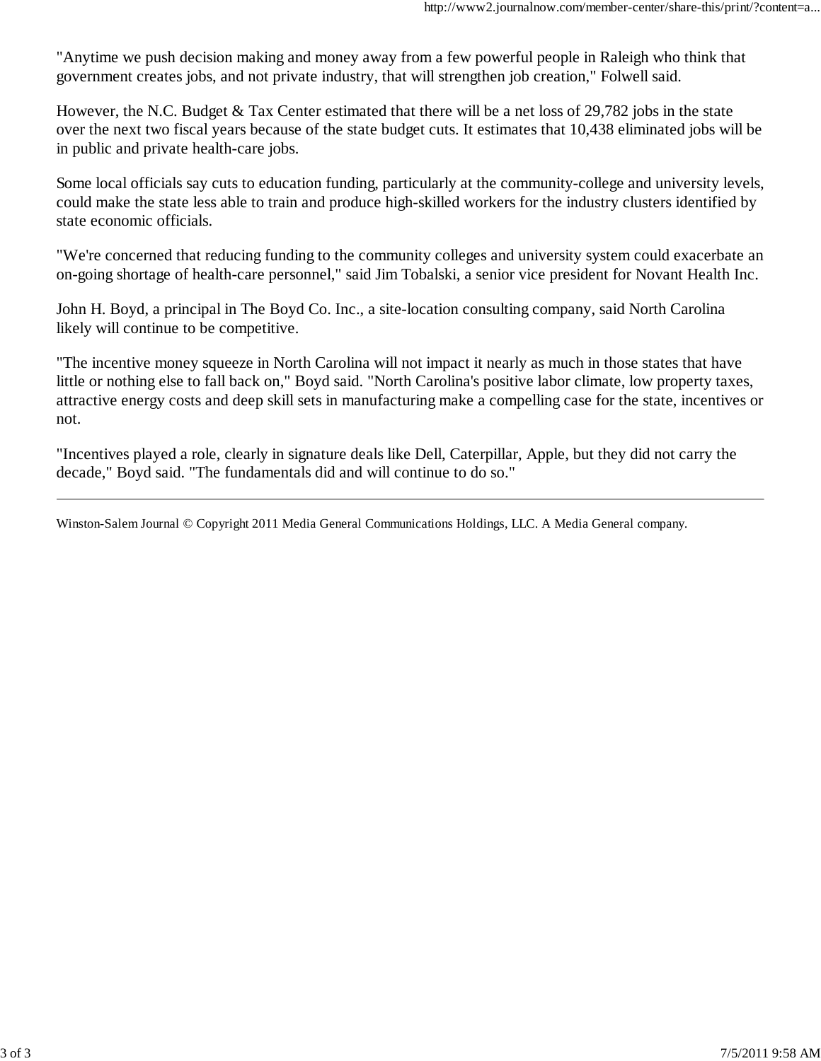"Anytime we push decision making and money away from a few powerful people in Raleigh who think that government creates jobs, and not private industry, that will strengthen job creation," Folwell said.

However, the N.C. Budget & Tax Center estimated that there will be a net loss of 29,782 jobs in the state over the next two fiscal years because of the state budget cuts. It estimates that 10,438 eliminated jobs will be in public and private health-care jobs.

Some local officials say cuts to education funding, particularly at the community-college and university levels, could make the state less able to train and produce high-skilled workers for the industry clusters identified by state economic officials.

"We're concerned that reducing funding to the community colleges and university system could exacerbate an on-going shortage of health-care personnel," said Jim Tobalski, a senior vice president for Novant Health Inc.

John H. Boyd, a principal in The Boyd Co. Inc., a site-location consulting company, said North Carolina likely will continue to be competitive.

"The incentive money squeeze in North Carolina will not impact it nearly as much in those states that have little or nothing else to fall back on," Boyd said. "North Carolina's positive labor climate, low property taxes, attractive energy costs and deep skill sets in manufacturing make a compelling case for the state, incentives or not.

"Incentives played a role, clearly in signature deals like Dell, Caterpillar, Apple, but they did not carry the decade," Boyd said. "The fundamentals did and will continue to do so."

---

Winston-Salem Journal © Copyright 2011 Media General Communications Holdings, LLC. A Media General company.